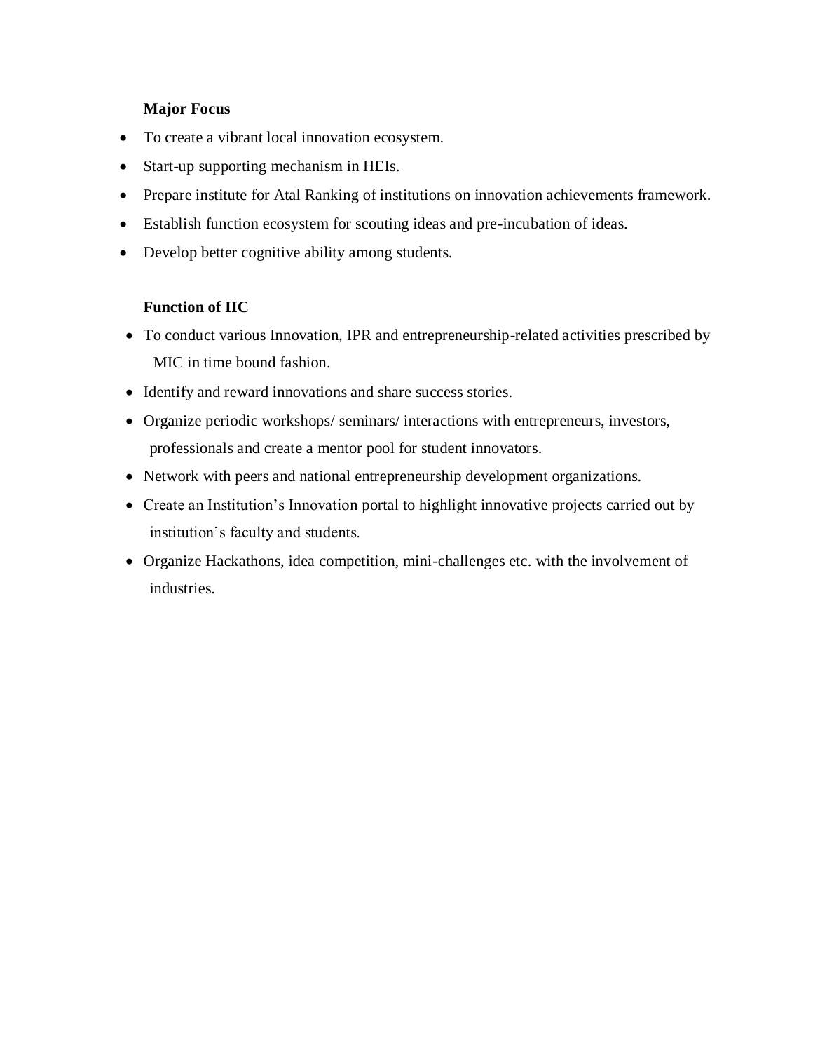**Major Focus**

- To create a vibrant local innovation ecosystem.
- Start-up supporting mechanism in HEIs.
- Prepare institute for Atal Ranking of institutions on innovation achievements framework.
- Establish function ecosystem for scouting ideas and pre-incubation of ideas.
- Develop better cognitive ability among students.

**Function of IIC**

- To conduct various Innovation, IPR and entrepreneurship-related activities prescribed by MIC in time bound fashion.
- Identify and reward innovations and share success stories.
- Organize periodic workshops/ seminars/ interactions with entrepreneurs, investors, professionals and create a mentor pool for student innovators.
- Network with peers and national entrepreneurship development organizations.
- Create an Institution's Innovation portal to highlight innovative projects carried out by institution's faculty and students.
- Organize Hackathons, idea competition, mini-challenges etc. with the involvement of industries.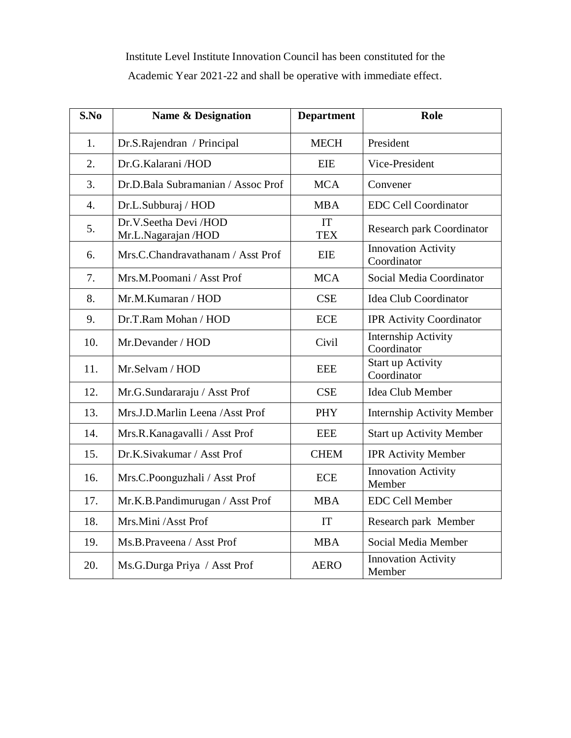Institute Level Institute Innovation Council has been constituted for the Academic Year 2021-22 and shall be operative with immediate effect.

| S.No | Name & Designation | Department | Role |
|---|---|---|---|
| 1. | Dr.S.Rajendran / Principal | MECH | President |
| 2. | Dr.G.Kalarani /HOD | EIE | Vice-President |
| 3. | Dr.D.Bala Subramanian / Assoc Prof | MCA | Convener |
| 4. | Dr.L.Subburaj / HOD | MBA | EDC Cell Coordinator |
| 5. | Dr.V.Seetha Devi /HOD<br>Mr.L.Nagarajan /HOD | IT<br>TEX | Research park Coordinator |
| 6. | Mrs.C.Chandravathanam / Asst Prof | EIE | Innovation Activity Coordinator |
| 7. | Mrs.M.Poomani / Asst Prof | MCA | Social Media Coordinator |
| 8. | Mr.M.Kumaran / HOD | CSE | Idea Club Coordinator |
| 9. | Dr.T.Ram Mohan / HOD | ECE | IPR Activity Coordinator |
| 10. | Mr.Devander / HOD | Civil | Internship Activity Coordinator |
| 11. | Mr.Selvam / HOD | EEE | Start up Activity Coordinator |
| 12. | Mr.G.Sundararaju / Asst Prof | CSE | Idea Club Member |
| 13. | Mrs.J.D.Marlin Leena /Asst Prof | PHY | Internship Activity Member |
| 14. | Mrs.R.Kanagavalli / Asst Prof | EEE | Start up Activity Member |
| 15. | Dr.K.Sivakumar / Asst Prof | CHEM | IPR Activity Member |
| 16. | Mrs.C.Poonguzhali / Asst Prof | ECE | Innovation Activity Member |
| 17. | Mr.K.B.Pandimurugan / Asst Prof | MBA | EDC Cell Member |
| 18. | Mrs.Mini /Asst Prof | IT | Research park Member |
| 19. | Ms.B.Praveena / Asst Prof | MBA | Social Media Member |
| 20. | Ms.G.Durga Priya / Asst Prof | AERO | Innovation Activity Member |